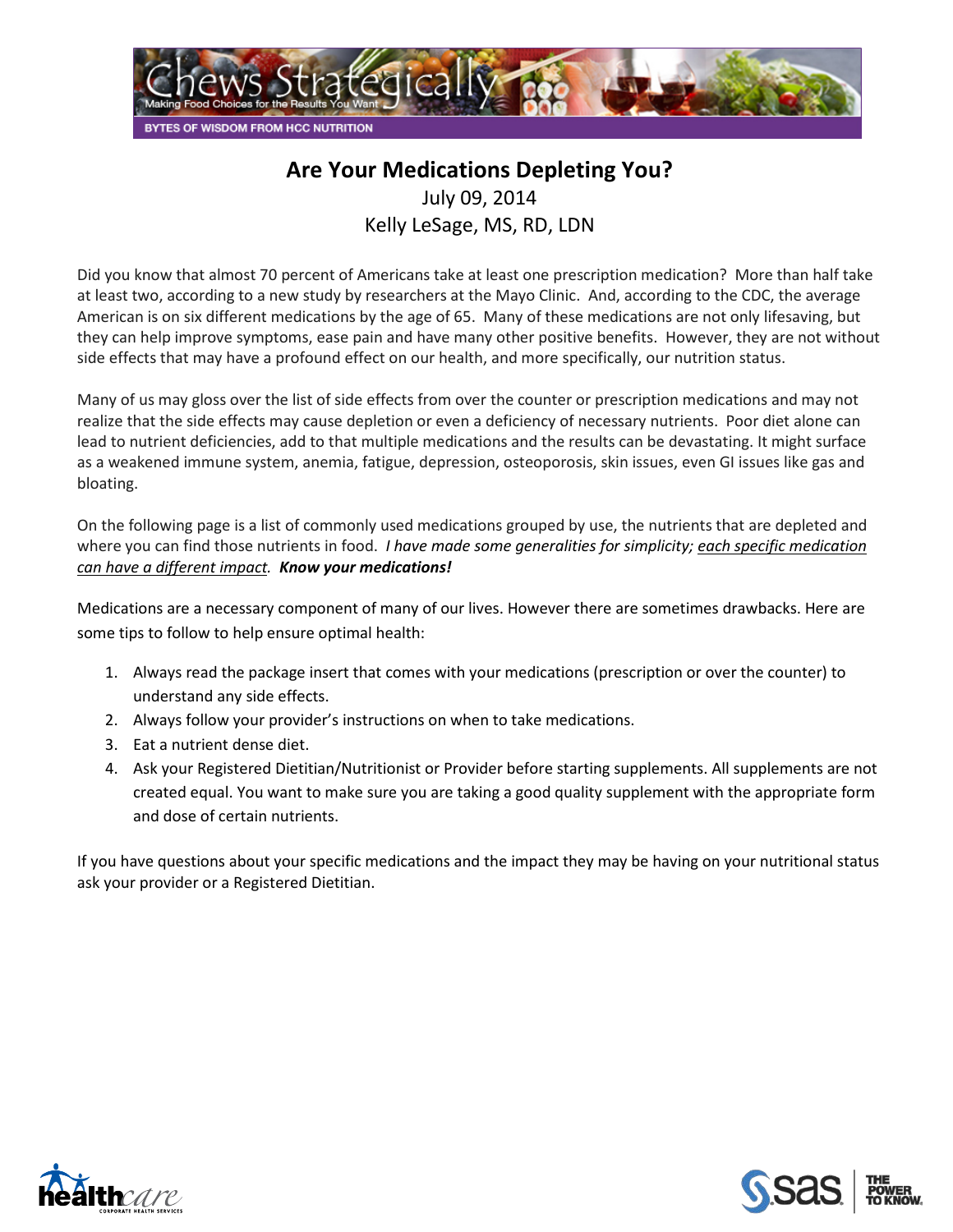Chews Strategically

Making Food Choices for the Results You Want

BYTES OF WISDOM FROM HCC NUTRITION

# Are Your Medications Depleting You?

July 09, 2014

Kelly LeSage, MS, RD, LDN

Did you know that almost 70 percent of Americans take at least one prescription medication? More than half take at least two, according to a new study by researchers at the Mayo Clinic. And, according to the CDC, the average American is on six different medications by the age of 65. Many of these medications are not only lifesaving, but they can help improve symptoms, ease pain and have many other positive benefits. However, they are not without side effects that may have a profound effect on our health, and more specifically, our nutrition status.

Many of us may gloss over the list of side effects from over the counter or prescription medications and may not realize that the side effects may cause depletion or even a deficiency of necessary nutrients. Poor diet alone can lead to nutrient deficiencies, add to that multiple medications and the results can be devastating. It might surface as a weakened immune system, anemia, fatigue, depression, osteoporosis, skin issues, even GI issues like gas and bloating.

On the following page is a list of commonly used medications grouped by use, the nutrients that are depleted and where you can find those nutrients in food. *I have made some generalities for simplicity; each specific medication can have a different impact.* ***Know your medications!***

Medications are a necessary component of many of our lives. However there are sometimes drawbacks. Here are some tips to follow to help ensure optimal health:

1. Always read the package insert that comes with your medications (prescription or over the counter) to understand any side effects.
2. Always follow your provider's instructions on when to take medications.
3. Eat a nutrient dense diet.
4. Ask your Registered Dietitian/Nutritionist or Provider before starting supplements. All supplements are not created equal. You want to make sure you are taking a good quality supplement with the appropriate form and dose of certain nutrients.

If you have questions about your specific medications and the impact they may be having on your nutritional status ask your provider or a Registered Dietitian.

healthcare CORPORATE HEALTH SERVICES

SAS THE POWER TO KNOW.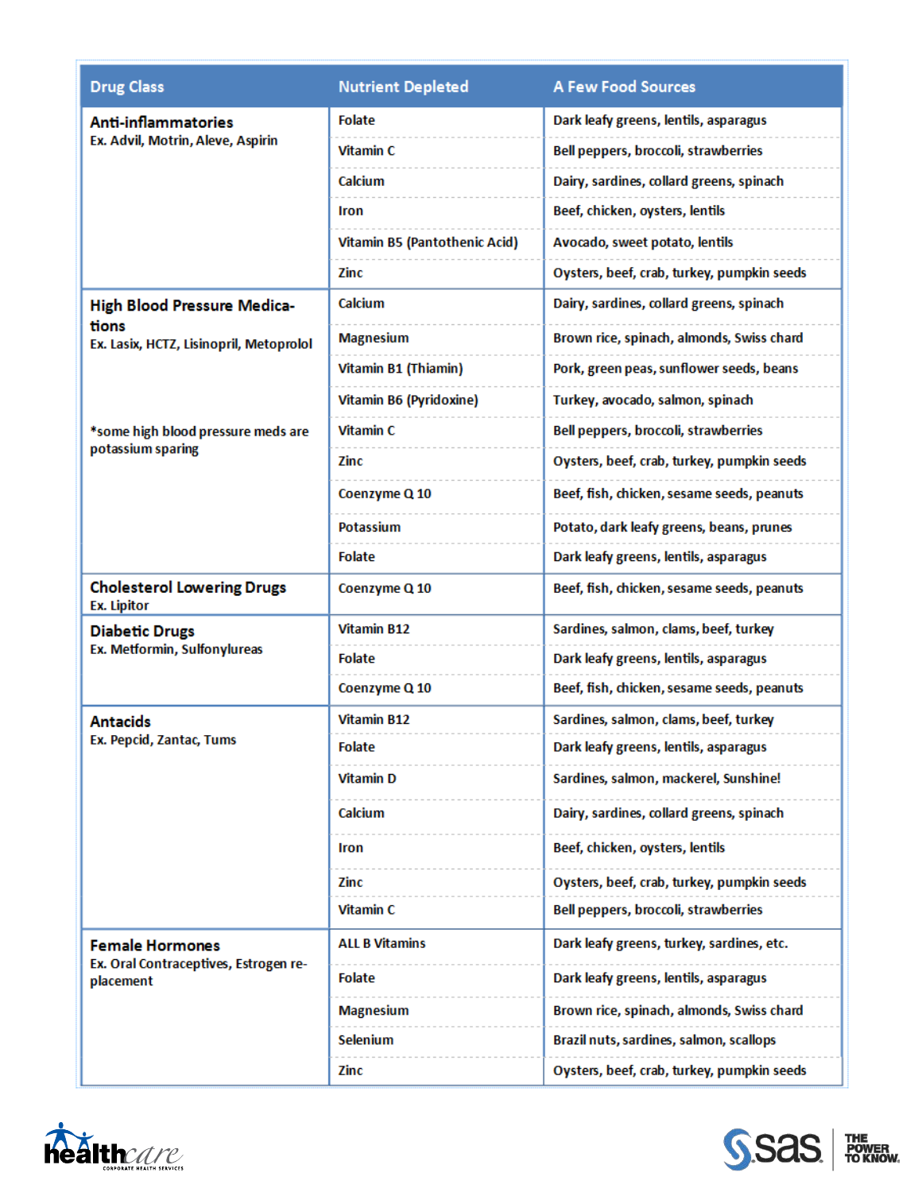| Drug Class | Nutrient Depleted | A Few Food Sources |
| --- | --- | --- |
| **Anti-inflammatories** Ex. Advil, Motrin, Aleve, Aspirin | Folate | Dark leafy greens, lentils, asparagus |
| | Vitamin C | Bell peppers, broccoli, strawberries |
| | Calcium | Dairy, sardines, collard greens, spinach |
| | Iron | Beef, chicken, oysters, lentils |
| | Vitamin B5 (Pantothenic Acid) | Avocado, sweet potato, lentils |
| | Zinc | Oysters, beef, crab, turkey, pumpkin seeds |
| **High Blood Pressure Medications** Ex. Lasix, HCTZ, Lisinopril, Metoprolol | Calcium | Dairy, sardines, collard greens, spinach |
| | Magnesium | Brown rice, spinach, almonds, Swiss chard |
| | Vitamin B1 (Thiamin) | Pork, green peas, sunflower seeds, beans |
| | Vitamin B6 (Pyridoxine) | Turkey, avocado, salmon, spinach |
| *some high blood pressure meds are potassium sparing | Vitamin C | Bell peppers, broccoli, strawberries |
| | Zinc | Oysters, beef, crab, turkey, pumpkin seeds |
| | Coenzyme Q 10 | Beef, fish, chicken, sesame seeds, peanuts |
| | Potassium | Potato, dark leafy greens, beans, prunes |
| | Folate | Dark leafy greens, lentils, asparagus |
| **Cholesterol Lowering Drugs** Ex. Lipitor | Coenzyme Q 10 | Beef, fish, chicken, sesame seeds, peanuts |
| **Diabetic Drugs** Ex. Metformin, Sulfonylureas | Vitamin B12 | Sardines, salmon, clams, beef, turkey |
| | Folate | Dark leafy greens, lentils, asparagus |
| | Coenzyme Q 10 | Beef, fish, chicken, sesame seeds, peanuts |
| **Antacids** Ex. Pepcid, Zantac, Tums | Vitamin B12 | Sardines, salmon, clams, beef, turkey |
| | Folate | Dark leafy greens, lentils, asparagus |
| | Vitamin D | Sardines, salmon, mackerel, Sunshine! |
| | Calcium | Dairy, sardines, collard greens, spinach |
| | Iron | Beef, chicken, oysters, lentils |
| | Zinc | Oysters, beef, crab, turkey, pumpkin seeds |
| | Vitamin C | Bell peppers, broccoli, strawberries |
| **Female Hormones** Ex. Oral Contraceptives, Estrogen replacement | ALL B Vitamins | Dark leafy greens, turkey, sardines, etc. |
| | Folate | Dark leafy greens, lentils, asparagus |
| | Magnesium | Brown rice, spinach, almonds, Swiss chard |
| | Selenium | Brazil nuts, sardines, salmon, scallops |
| | Zinc | Oysters, beef, crab, turkey, pumpkin seeds |

healthcare CORPORATE HEALTH SERVICES

sas THE POWER TO KNOW.